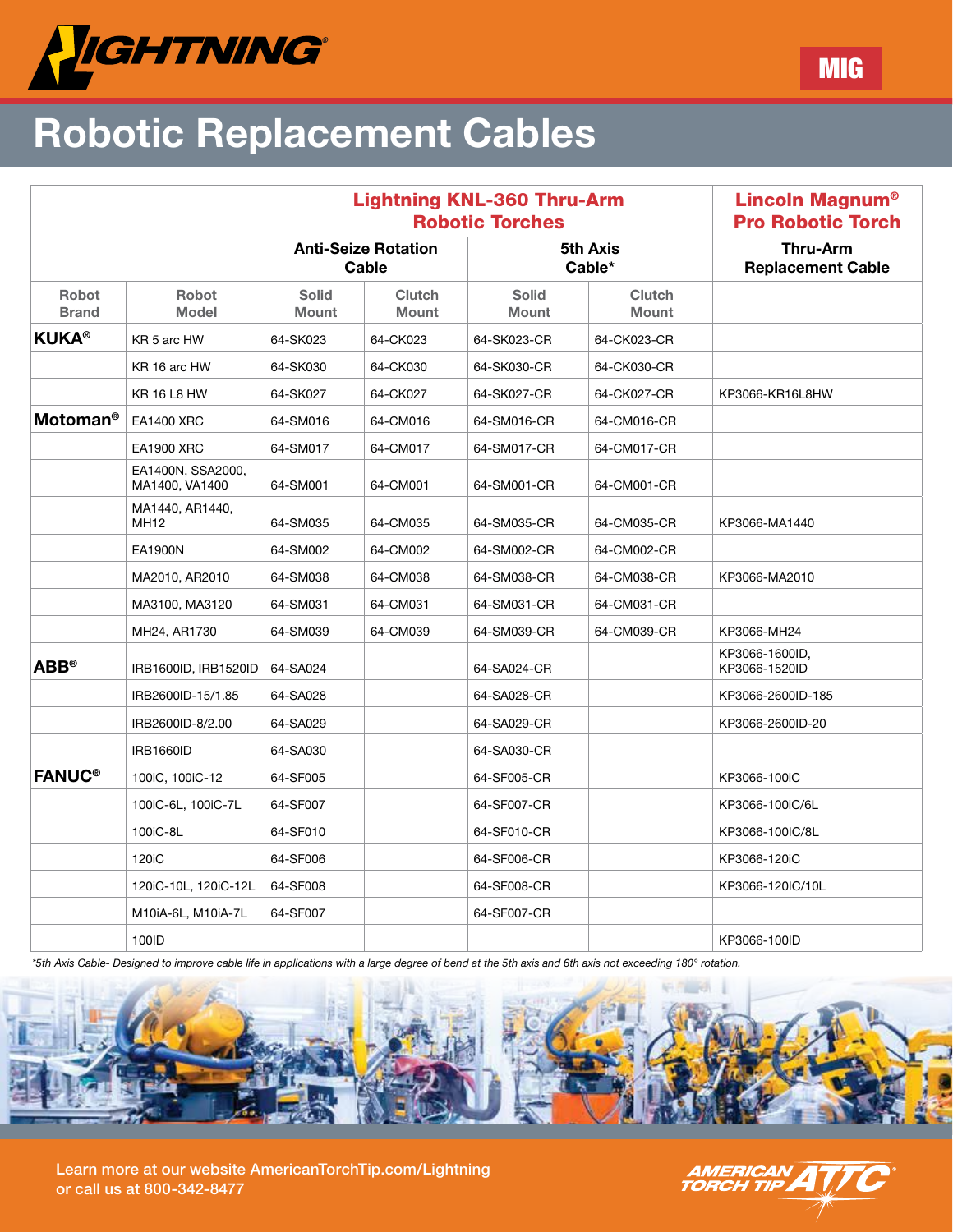# Robotic Replacement Cables

MIG

| | | Lightning KNL-360 Thru-Arm Robotic Torches | | | | Lincoln Magnum® Pro Robotic Torch |
|---|---|---|---|---|---|---|
| | | Anti-Seize Rotation Cable | | 5th Axis Cable* | | Thru-Arm Replacement Cable |
| Robot Brand | Robot Model | Solid Mount | Clutch Mount | Solid Mount | Clutch Mount | |
| **KUKA®** | KR 5 arc HW | 64-SK023 | 64-CK023 | 64-SK023-CR | 64-CK023-CR | |
| | KR 16 arc HW | 64-SK030 | 64-CK030 | 64-SK030-CR | 64-CK030-CR | |
| | KR 16 L8 HW | 64-SK027 | 64-CK027 | 64-SK027-CR | 64-CK027-CR | KP3066-KR16L8HW |
| **Motoman®** | EA1400 XRC | 64-SM016 | 64-CM016 | 64-SM016-CR | 64-CM016-CR | |
| | EA1900 XRC | 64-SM017 | 64-CM017 | 64-SM017-CR | 64-CM017-CR | |
| | EA1400N, SSA2000, MA1400, VA1400 | 64-SM001 | 64-CM001 | 64-SM001-CR | 64-CM001-CR | |
| | MA1440, AR1440, MH12 | 64-SM035 | 64-CM035 | 64-SM035-CR | 64-CM035-CR | KP3066-MA1440 |
| | EA1900N | 64-SM002 | 64-CM002 | 64-SM002-CR | 64-CM002-CR | |
| | MA2010, AR2010 | 64-SM038 | 64-CM038 | 64-SM038-CR | 64-CM038-CR | KP3066-MA2010 |
| | MA3100, MA3120 | 64-SM031 | 64-CM031 | 64-SM031-CR | 64-CM031-CR | |
| | MH24, AR1730 | 64-SM039 | 64-CM039 | 64-SM039-CR | 64-CM039-CR | KP3066-MH24 |
| **ABB®** | IRB1600ID, IRB1520ID | 64-SA024 | | 64-SA024-CR | | KP3066-1600ID, KP3066-1520ID |
| | IRB2600ID-15/1.85 | 64-SA028 | | 64-SA028-CR | | KP3066-2600ID-185 |
| | IRB2600ID-8/2.00 | 64-SA029 | | 64-SA029-CR | | KP3066-2600ID-20 |
| | IRB1660ID | 64-SA030 | | 64-SA030-CR | | |
| **FANUC®** | 100iC, 100iC-12 | 64-SF005 | | 64-SF005-CR | | KP3066-100iC |
| | 100iC-6L, 100iC-7L | 64-SF007 | | 64-SF007-CR | | KP3066-100iC/6L |
| | 100iC-8L | 64-SF010 | | 64-SF010-CR | | KP3066-100IC/8L |
| | 120iC | 64-SF006 | | 64-SF006-CR | | KP3066-120iC |
| | 120iC-10L, 120iC-12L | 64-SF008 | | 64-SF008-CR | | KP3066-120IC/10L |
| | M10iA-6L, M10iA-7L | 64-SF007 | | 64-SF007-CR | | |
| | 100ID | | | | | KP3066-100ID |

*\*5th Axis Cable- Designed to improve cable life in applications with a large degree of bend at the 5th axis and 6th axis not exceeding 180° rotation.*

Learn more at our website AmericanTorchTip.com/Lightning
or call us at 800-342-8477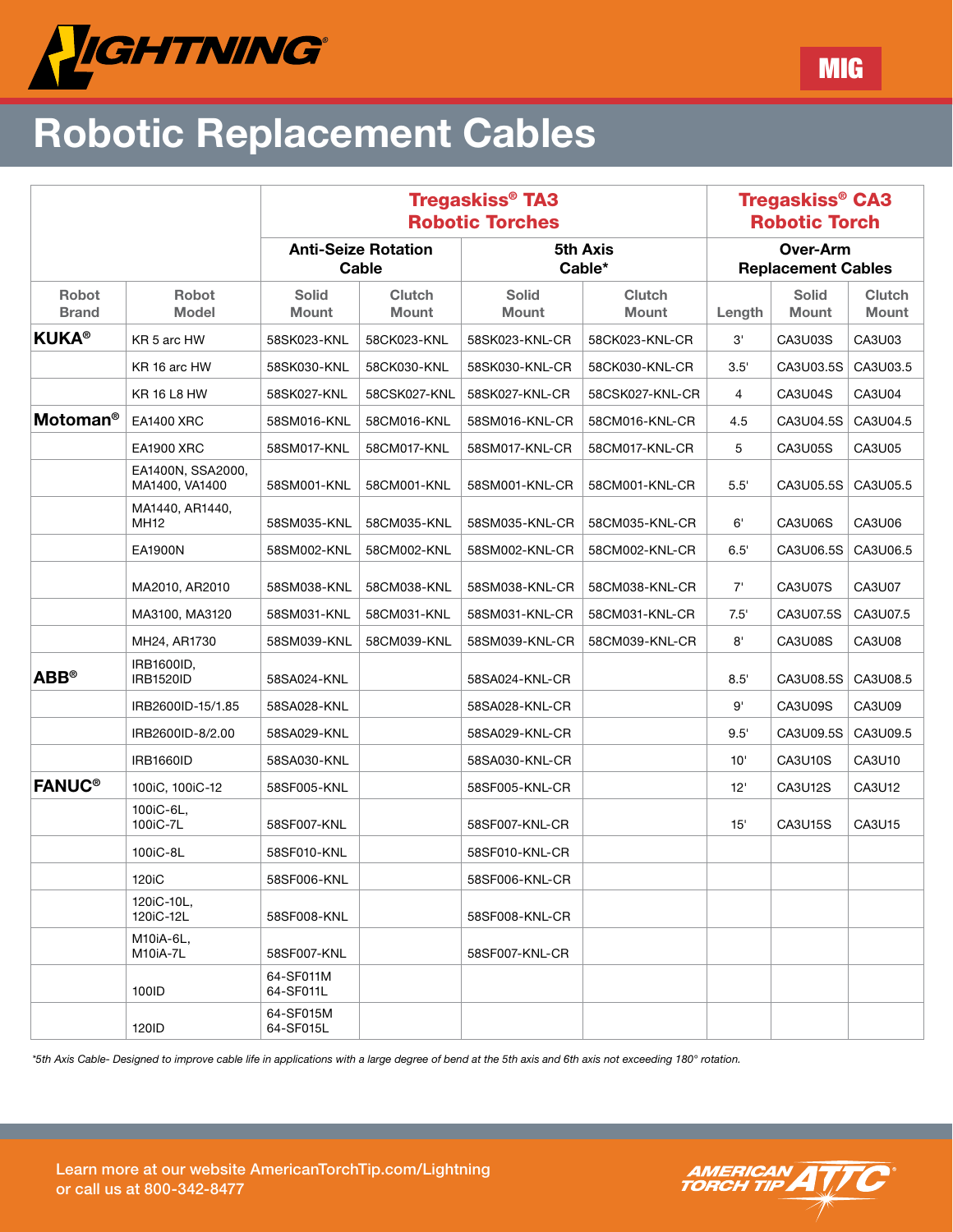# Robotic Replacement Cables

MIG

| | | Tregaskiss® TA3 Robotic Torches | | | | Tregaskiss® CA3 Robotic Torch | | |
|---|---|---|---|---|---|---|---|---|
| | | Anti-Seize Rotation Cable | | 5th Axis Cable* | | Over-Arm Replacement Cables | | |
| Robot Brand | Robot Model | Solid Mount | Clutch Mount | Solid Mount | Clutch Mount | Length | Solid Mount | Clutch Mount |
| **KUKA®** | KR 5 arc HW | 58SK023-KNL | 58CK023-KNL | 58SK023-KNL-CR | 58CK023-KNL-CR | 3' | CA3U03S | CA3U03 |
| | KR 16 arc HW | 58SK030-KNL | 58CK030-KNL | 58SK030-KNL-CR | 58CK030-KNL-CR | 3.5' | CA3U03.5S | CA3U03.5 |
| | KR 16 L8 HW | 58SK027-KNL | 58CSK027-KNL | 58SK027-KNL-CR | 58CSK027-KNL-CR | 4 | CA3U04S | CA3U04 |
| **Motoman®** | EA1400 XRC | 58SM016-KNL | 58CM016-KNL | 58SM016-KNL-CR | 58CM016-KNL-CR | 4.5 | CA3U04.5S | CA3U04.5 |
| | EA1900 XRC | 58SM017-KNL | 58CM017-KNL | 58SM017-KNL-CR | 58CM017-KNL-CR | 5 | CA3U05S | CA3U05 |
| | EA1400N, SSA2000, MA1400, VA1400 | 58SM001-KNL | 58CM001-KNL | 58SM001-KNL-CR | 58CM001-KNL-CR | 5.5' | CA3U05.5S | CA3U05.5 |
| | MA1440, AR1440, MH12 | 58SM035-KNL | 58CM035-KNL | 58SM035-KNL-CR | 58CM035-KNL-CR | 6' | CA3U06S | CA3U06 |
| | EA1900N | 58SM002-KNL | 58CM002-KNL | 58SM002-KNL-CR | 58CM002-KNL-CR | 6.5' | CA3U06.5S | CA3U06.5 |
| | MA2010, AR2010 | 58SM038-KNL | 58CM038-KNL | 58SM038-KNL-CR | 58CM038-KNL-CR | 7' | CA3U07S | CA3U07 |
| | MA3100, MA3120 | 58SM031-KNL | 58CM031-KNL | 58SM031-KNL-CR | 58CM031-KNL-CR | 7.5' | CA3U07.5S | CA3U07.5 |
| | MH24, AR1730 | 58SM039-KNL | 58CM039-KNL | 58SM039-KNL-CR | 58CM039-KNL-CR | 8' | CA3U08S | CA3U08 |
| **ABB®** | IRB1600ID, IRB1520ID | 58SA024-KNL | | 58SA024-KNL-CR | | 8.5' | CA3U08.5S | CA3U08.5 |
| | IRB2600ID-15/1.85 | 58SA028-KNL | | 58SA028-KNL-CR | | 9' | CA3U09S | CA3U09 |
| | IRB2600ID-8/2.00 | 58SA029-KNL | | 58SA029-KNL-CR | | 9.5' | CA3U09.5S | CA3U09.5 |
| | IRB1660ID | 58SA030-KNL | | 58SA030-KNL-CR | | 10' | CA3U10S | CA3U10 |
| **FANUC®** | 100iC, 100iC-12 | 58SF005-KNL | | 58SF005-KNL-CR | | 12' | CA3U12S | CA3U12 |
| | 100iC-6L, 100iC-7L | 58SF007-KNL | | 58SF007-KNL-CR | | 15' | CA3U15S | CA3U15 |
| | 100iC-8L | 58SF010-KNL | | 58SF010-KNL-CR | | | | |
| | 120iC | 58SF006-KNL | | 58SF006-KNL-CR | | | | |
| | 120iC-10L, 120iC-12L | 58SF008-KNL | | 58SF008-KNL-CR | | | | |
| | M10iA-6L, M10iA-7L | 58SF007-KNL | | 58SF007-KNL-CR | | | | |
| | 100ID | 64-SF011M 64-SF011L | | | | | | |
| | 120ID | 64-SF015M 64-SF015L | | | | | | |

*\*5th Axis Cable- Designed to improve cable life in applications with a large degree of bend at the 5th axis and 6th axis not exceeding 180° rotation.*

Learn more at our website AmericanTorchTip.com/Lightning or call us at 800-342-8477